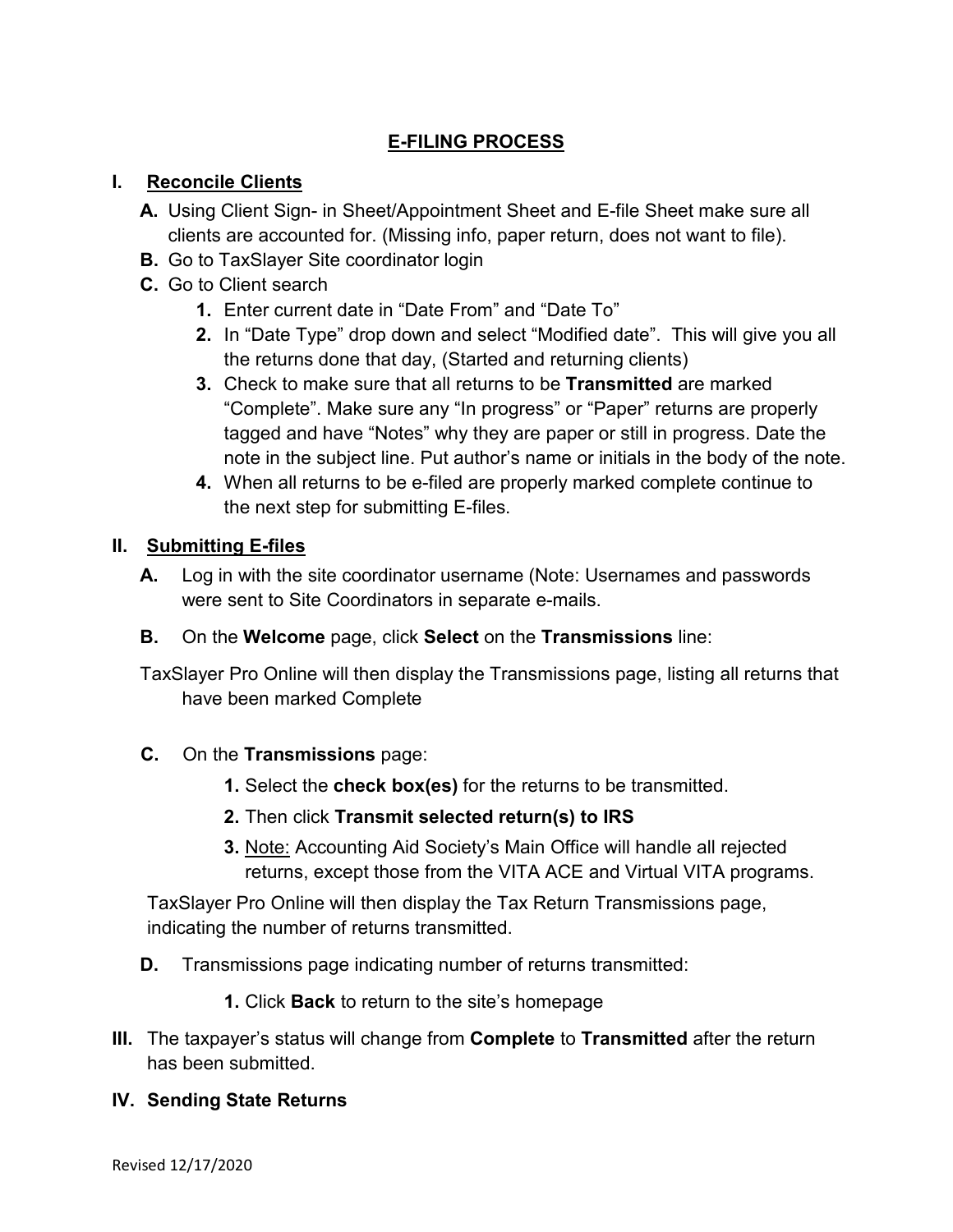# E-FILING PROCESS

## I. Reconcile Clients

**A.** Using Client Sign- in Sheet/Appointment Sheet and E-file Sheet make sure all clients are accounted for. (Missing info, paper return, does not want to file).

**B.** Go to TaxSlayer Site coordinator login

**C.** Go to Client search

1. Enter current date in “Date From” and “Date To”
2. In “Date Type” drop down and select “Modified date”. This will give you all the returns done that day, (Started and returning clients)
3. Check to make sure that all returns to be **Transmitted** are marked “Complete”. Make sure any “In progress” or “Paper” returns are properly tagged and have “Notes” why they are paper or still in progress. Date the note in the subject line. Put author’s name or initials in the body of the note.
4. When all returns to be e-filed are properly marked complete continue to the next step for submitting E-files.

## II. Submitting E-files

**A.** Log in with the site coordinator username (Note: Usernames and passwords were sent to Site Coordinators in separate e-mails.

**B.** On the **Welcome** page, click **Select** on the **Transmissions** line:

TaxSlayer Pro Online will then display the Transmissions page, listing all returns that have been marked Complete

**C.** On the **Transmissions** page:

1. Select the **check box(es)** for the returns to be transmitted.
2. Then click **Transmit selected return(s) to IRS**
3. Note: Accounting Aid Society’s Main Office will handle all rejected returns, except those from the VITA ACE and Virtual VITA programs.

TaxSlayer Pro Online will then display the Tax Return Transmissions page, indicating the number of returns transmitted.

**D.** Transmissions page indicating number of returns transmitted:

1. Click **Back** to return to the site’s homepage

**III.** The taxpayer’s status will change from **Complete** to **Transmitted** after the return has been submitted.

## IV. Sending State Returns

Revised 12/17/2020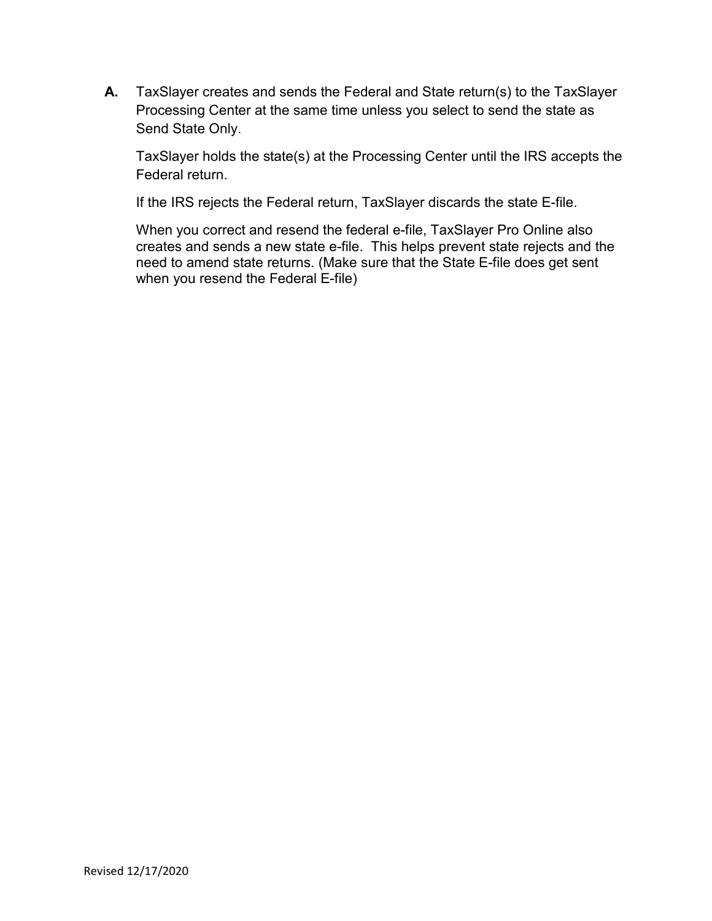**A.** TaxSlayer creates and sends the Federal and State return(s) to the TaxSlayer Processing Center at the same time unless you select to send the state as Send State Only.

TaxSlayer holds the state(s) at the Processing Center until the IRS accepts the Federal return.

If the IRS rejects the Federal return, TaxSlayer discards the state E-file.

When you correct and resend the federal e-file, TaxSlayer Pro Online also creates and sends a new state e-file. This helps prevent state rejects and the need to amend state returns. (Make sure that the State E-file does get sent when you resend the Federal E-file)

Revised 12/17/2020